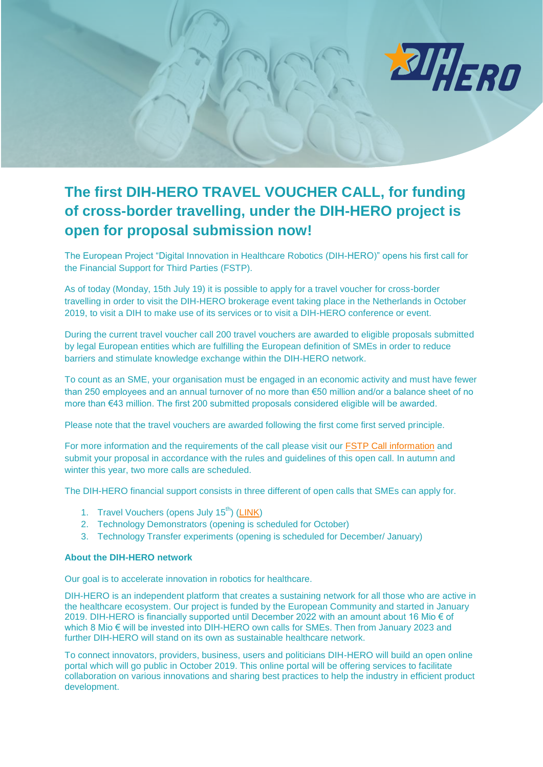# The first DIH-HERO TRAVEL VOUCHER CALL, for funding of cross-border travelling, under the DIH-HERO project is open for proposal submission now!

The European Project "Digital Innovation in Healthcare Robotics (DIH-HERO)" opens his first call for the Financial Support for Third Parties (FSTP).

As of today (Monday, 15th July 19) it is possible to apply for a travel voucher for cross-border travelling in order to visit the DIH-HERO brokerage event taking place in the Netherlands in October 2019, to visit a DIH to make use of its services or to visit a DIH-HERO conference or event.

During the current travel voucher call 200 travel vouchers are awarded to eligible proposals submitted by legal European entities which are fulfilling the European definition of SMEs in order to reduce barriers and stimulate knowledge exchange within the DIH-HERO network.

To count as an SME, your organisation must be engaged in an economic activity and must have fewer than 250 employees and an annual turnover of no more than €50 million and/or a balance sheet of no more than €43 million. The first 200 submitted proposals considered eligible will be awarded.

Please note that the travel vouchers are awarded following the first come first served principle.

For more information and the requirements of the call please visit our FSTP Call information and submit your proposal in accordance with the rules and guidelines of this open call. In autumn and winter this year, two more calls are scheduled.

The DIH-HERO financial support consists in three different of open calls that SMEs can apply for.

1. Travel Vouchers (opens July 15th) (LINK)
2. Technology Demonstrators (opening is scheduled for October)
3. Technology Transfer experiments (opening is scheduled for December/ January)

**About the DIH-HERO network**

Our goal is to accelerate innovation in robotics for healthcare.

DIH-HERO is an independent platform that creates a sustaining network for all those who are active in the healthcare ecosystem. Our project is funded by the European Community and started in January 2019. DIH-HERO is financially supported until December 2022 with an amount about 16 Mio € of which 8 Mio € will be invested into DIH-HERO own calls for SMEs. Then from January 2023 and further DIH-HERO will stand on its own as sustainable healthcare network.

To connect innovators, providers, business, users and politicians DIH-HERO will build an open online portal which will go public in October 2019. This online portal will be offering services to facilitate collaboration on various innovations and sharing best practices to help the industry in efficient product development.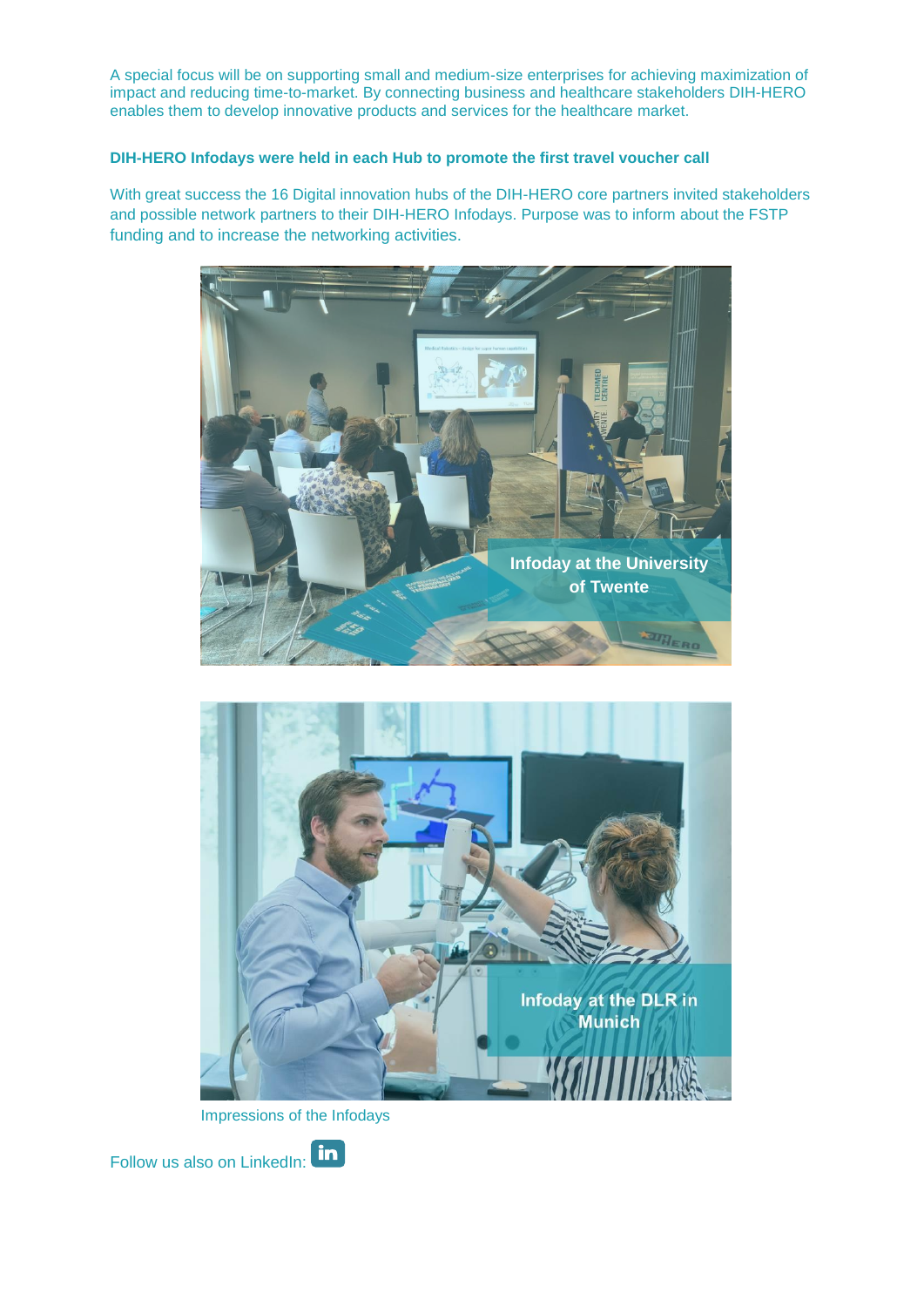A special focus will be on supporting small and medium-size enterprises for achieving maximization of impact and reducing time-to-market. By connecting business and healthcare stakeholders DIH-HERO enables them to develop innovative products and services for the healthcare market.

**DIH-HERO Infodays were held in each Hub to promote the first travel voucher call**

With great success the 16 Digital innovation hubs of the DIH-HERO core partners invited stakeholders and possible network partners to their DIH-HERO Infodays. Purpose was to inform about the FSTP funding and to increase the networking activities.

Infoday at the University of Twente

Infoday at the DLR in Munich

Impressions of the Infodays

Follow us also on LinkedIn: